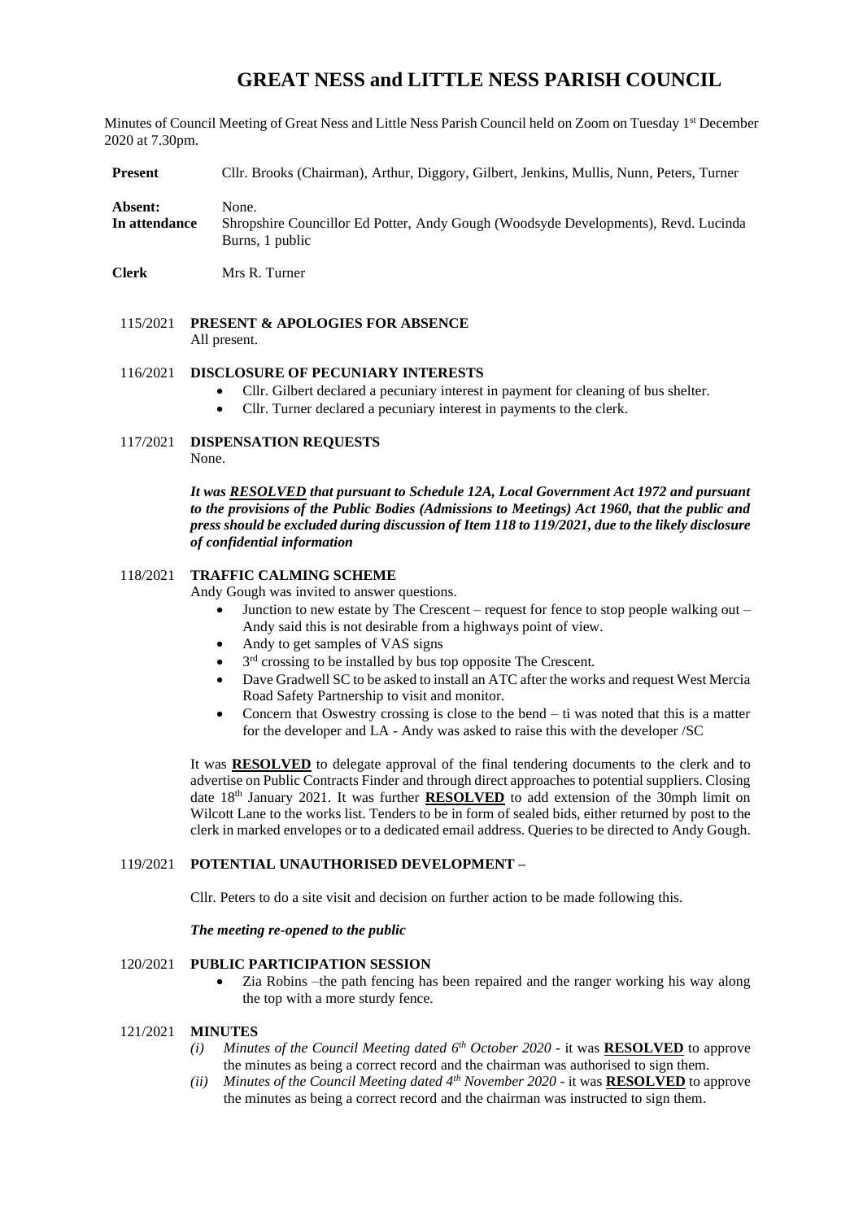# GREAT NESS and LITTLE NESS PARISH COUNCIL

Minutes of Council Meeting of Great Ness and Little Ness Parish Council held on Zoom on Tuesday 1st December 2020 at 7.30pm.

**Present** Cllr. Brooks (Chairman), Arthur, Diggory, Gilbert, Jenkins, Mullis, Nunn, Peters, Turner

**Absent:** None.

**In attendance** Shropshire Councillor Ed Potter, Andy Gough (Woodsyde Developments), Revd. Lucinda Burns, 1 public

**Clerk** Mrs R. Turner

115/2021 **PRESENT & APOLOGIES FOR ABSENCE**

All present.

116/2021 **DISCLOSURE OF PECUNIARY INTERESTS**

- Cllr. Gilbert declared a pecuniary interest in payment for cleaning of bus shelter.
- Cllr. Turner declared a pecuniary interest in payments to the clerk.

117/2021 **DISPENSATION REQUESTS**

None.

***It was <u>RESOLVED</u> that pursuant to Schedule 12A, Local Government Act 1972 and pursuant to the provisions of the Public Bodies (Admissions to Meetings) Act 1960, that the public and press should be excluded during discussion of Item 118 to 119/2021, due to the likely disclosure of confidential information***

118/2021 **TRAFFIC CALMING SCHEME**

Andy Gough was invited to answer questions.

- Junction to new estate by The Crescent – request for fence to stop people walking out – Andy said this is not desirable from a highways point of view.
- Andy to get samples of VAS signs
- 3rd crossing to be installed by bus top opposite The Crescent.
- Dave Gradwell SC to be asked to install an ATC after the works and request West Mercia Road Safety Partnership to visit and monitor.
- Concern that Oswestry crossing is close to the bend – ti was noted that this is a matter for the developer and LA - Andy was asked to raise this with the developer /SC

It was **<u>RESOLVED</u>** to delegate approval of the final tendering documents to the clerk and to advertise on Public Contracts Finder and through direct approaches to potential suppliers. Closing date 18th January 2021. It was further **<u>RESOLVED</u>** to add extension of the 30mph limit on Wilcott Lane to the works list. Tenders to be in form of sealed bids, either returned by post to the clerk in marked envelopes or to a dedicated email address. Queries to be directed to Andy Gough.

119/2021 **POTENTIAL UNAUTHORISED DEVELOPMENT –**

Cllr. Peters to do a site visit and decision on further action to be made following this.

***The meeting re-opened to the public***

120/2021 **PUBLIC PARTICIPATION SESSION**

- Zia Robins –the path fencing has been repaired and the ranger working his way along the top with a more sturdy fence.

121/2021 **MINUTES**

*(i) Minutes of the Council Meeting dated 6th October 2020* - it was **<u>RESOLVED</u>** to approve the minutes as being a correct record and the chairman was authorised to sign them.

*(ii) Minutes of the Council Meeting dated 4th November 2020* - it was **<u>RESOLVED</u>** to approve the minutes as being a correct record and the chairman was instructed to sign them.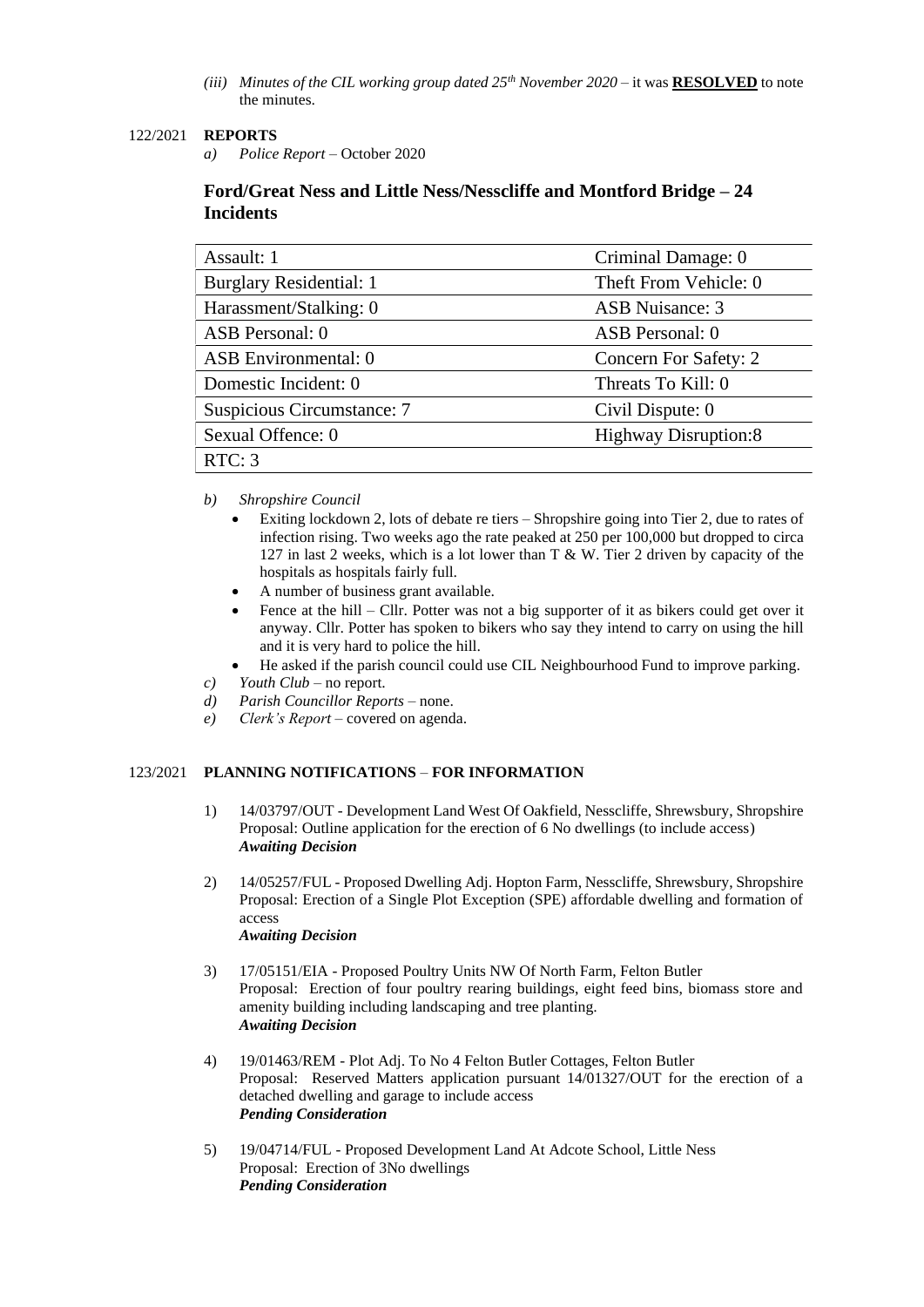*(iii) Minutes of the CIL working group dated 25th November 2020* – it was **RESOLVED** to note the minutes.

122/2021 **REPORTS**

*a) Police Report* – October 2020

### Ford/Great Ness and Little Ness/Nesscliffe and Montford Bridge – 24 Incidents

| | |
|---|---|
| Assault: 1 | Criminal Damage: 0 |
| Burglary Residential: 1 | Theft From Vehicle: 0 |
| Harassment/Stalking: 0 | ASB Nuisance: 3 |
| ASB Personal: 0 | ASB Personal: 0 |
| ASB Environmental: 0 | Concern For Safety: 2 |
| Domestic Incident: 0 | Threats To Kill: 0 |
| Suspicious Circumstance: 7 | Civil Dispute: 0 |
| Sexual Offence: 0 | Highway Disruption:8 |
| RTC: 3 | |

*b) Shropshire Council*

- Exiting lockdown 2, lots of debate re tiers – Shropshire going into Tier 2, due to rates of infection rising. Two weeks ago the rate peaked at 250 per 100,000 but dropped to circa 127 in last 2 weeks, which is a lot lower than T & W. Tier 2 driven by capacity of the hospitals as hospitals fairly full.
- A number of business grant available.
- Fence at the hill – Cllr. Potter was not a big supporter of it as bikers could get over it anyway. Cllr. Potter has spoken to bikers who say they intend to carry on using the hill and it is very hard to police the hill.
- He asked if the parish council could use CIL Neighbourhood Fund to improve parking.

*c) Youth Club* – no report.

*d) Parish Councillor Reports* – none.

*e) Clerk's Report* – covered on agenda.

123/2021 **PLANNING NOTIFICATIONS** – **FOR INFORMATION**

1) 14/03797/OUT - Development Land West Of Oakfield, Nesscliffe, Shrewsbury, Shropshire
Proposal: Outline application for the erection of 6 No dwellings (to include access)
***Awaiting Decision***

2) 14/05257/FUL - Proposed Dwelling Adj. Hopton Farm, Nesscliffe, Shrewsbury, Shropshire
Proposal: Erection of a Single Plot Exception (SPE) affordable dwelling and formation of access
***Awaiting Decision***

3) 17/05151/EIA - Proposed Poultry Units NW Of North Farm, Felton Butler
Proposal: Erection of four poultry rearing buildings, eight feed bins, biomass store and amenity building including landscaping and tree planting.
***Awaiting Decision***

4) 19/01463/REM - Plot Adj. To No 4 Felton Butler Cottages, Felton Butler
Proposal: Reserved Matters application pursuant 14/01327/OUT for the erection of a detached dwelling and garage to include access
***Pending Consideration***

5) 19/04714/FUL - Proposed Development Land At Adcote School, Little Ness
Proposal: Erection of 3No dwellings
***Pending Consideration***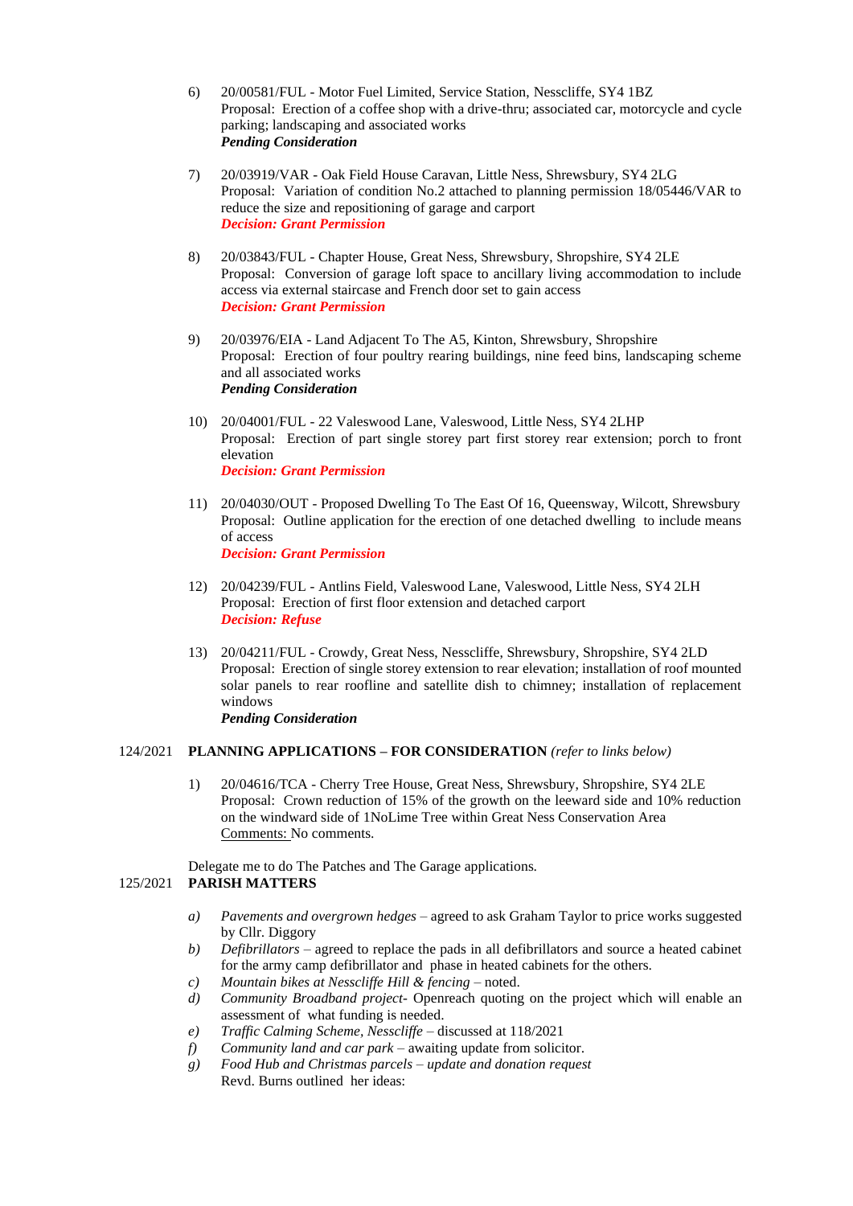6) 20/00581/FUL - Motor Fuel Limited, Service Station, Nesscliffe, SY4 1BZ
Proposal: Erection of a coffee shop with a drive-thru; associated car, motorcycle and cycle parking; landscaping and associated works
***Pending Consideration***

7) 20/03919/VAR - Oak Field House Caravan, Little Ness, Shrewsbury, SY4 2LG
Proposal: Variation of condition No.2 attached to planning permission 18/05446/VAR to reduce the size and repositioning of garage and carport
***Decision: Grant Permission***

8) 20/03843/FUL - Chapter House, Great Ness, Shrewsbury, Shropshire, SY4 2LE
Proposal: Conversion of garage loft space to ancillary living accommodation to include access via external staircase and French door set to gain access
***Decision: Grant Permission***

9) 20/03976/EIA - Land Adjacent To The A5, Kinton, Shrewsbury, Shropshire
Proposal: Erection of four poultry rearing buildings, nine feed bins, landscaping scheme and all associated works
***Pending Consideration***

10) 20/04001/FUL - 22 Valeswood Lane, Valeswood, Little Ness, SY4 2LHP
Proposal: Erection of part single storey part first storey rear extension; porch to front elevation
***Decision: Grant Permission***

11) 20/04030/OUT - Proposed Dwelling To The East Of 16, Queensway, Wilcott, Shrewsbury
Proposal: Outline application for the erection of one detached dwelling to include means of access
***Decision: Grant Permission***

12) 20/04239/FUL - Antlins Field, Valeswood Lane, Valeswood, Little Ness, SY4 2LH
Proposal: Erection of first floor extension and detached carport
***Decision: Refuse***

13) 20/04211/FUL - Crowdy, Great Ness, Nesscliffe, Shrewsbury, Shropshire, SY4 2LD
Proposal: Erection of single storey extension to rear elevation; installation of roof mounted solar panels to rear roofline and satellite dish to chimney; installation of replacement windows
***Pending Consideration***

124/2021 **PLANNING APPLICATIONS – FOR CONSIDERATION** *(refer to links below)*

1) 20/04616/TCA - Cherry Tree House, Great Ness, Shrewsbury, Shropshire, SY4 2LE
Proposal: Crown reduction of 15% of the growth on the leeward side and 10% reduction on the windward side of 1NoLime Tree within Great Ness Conservation Area
Comments: No comments.

Delegate me to do The Patches and The Garage applications.

125/2021 **PARISH MATTERS**

*a)* *Pavements and overgrown hedges* – agreed to ask Graham Taylor to price works suggested by Cllr. Diggory
*b)* *Defibrillators* – agreed to replace the pads in all defibrillators and source a heated cabinet for the army camp defibrillator and phase in heated cabinets for the others.
*c)* *Mountain bikes at Nesscliffe Hill & fencing* – noted.
*d)* *Community Broadband project*- Openreach quoting on the project which will enable an assessment of what funding is needed.
*e)* *Traffic Calming Scheme, Nesscliffe* – discussed at 118/2021
*f)* *Community land and car park* – awaiting update from solicitor.
*g)* *Food Hub and Christmas parcels – update and donation request*
Revd. Burns outlined her ideas: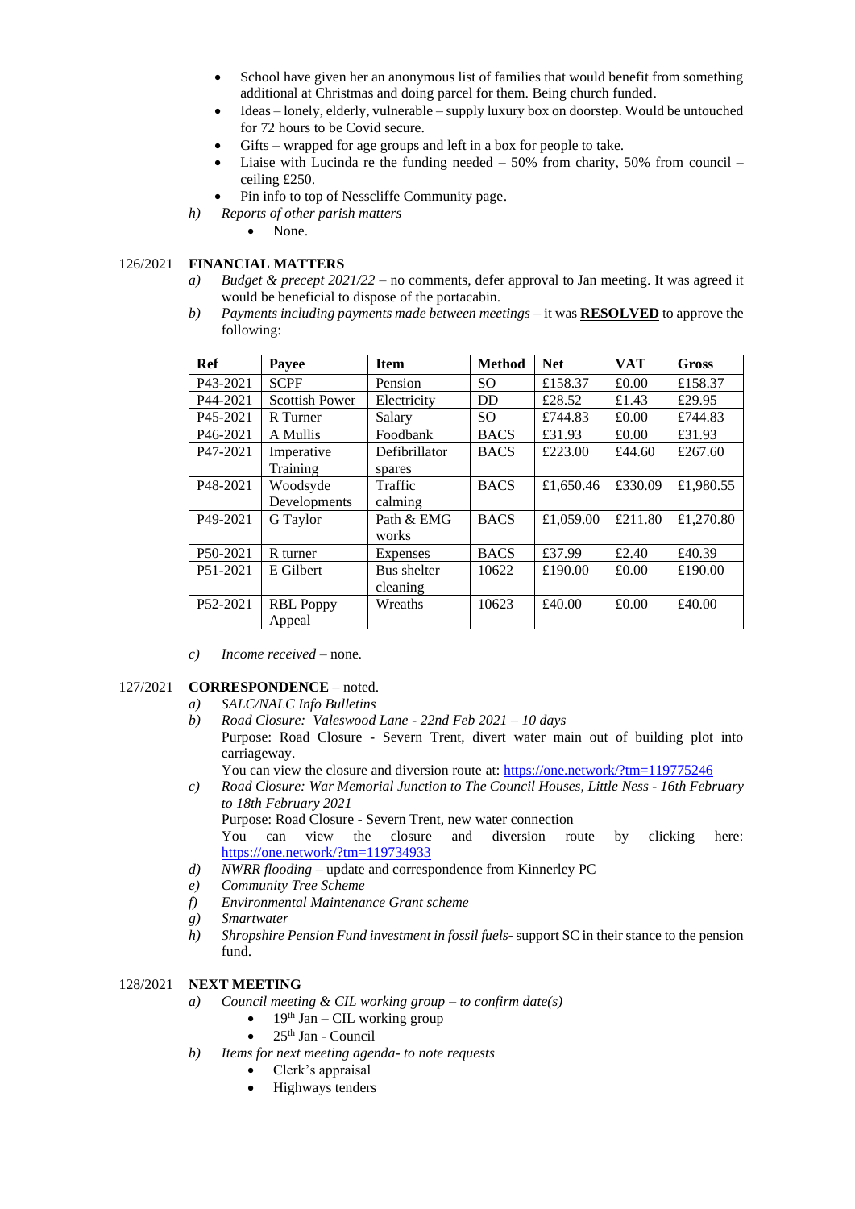- School have given her an anonymous list of families that would benefit from something additional at Christmas and doing parcel for them. Being church funded.
- Ideas – lonely, elderly, vulnerable – supply luxury box on doorstep. Would be untouched for 72 hours to be Covid secure.
- Gifts – wrapped for age groups and left in a box for people to take.
- Liaise with Lucinda re the funding needed – 50% from charity, 50% from council – ceiling £250.
- Pin info to top of Nesscliffe Community page.

h) *Reports of other parish matters*
   - None.

## 126/2021 FINANCIAL MATTERS

a) *Budget & precept 2021/22* – no comments, defer approval to Jan meeting. It was agreed it would be beneficial to dispose of the portacabin.

b) *Payments including payments made between meetings* – it was **RESOLVED** to approve the following:

| Ref | Payee | Item | Method | Net | VAT | Gross |
|---|---|---|---|---|---|---|
| P43-2021 | SCPF | Pension | SO | £158.37 | £0.00 | £158.37 |
| P44-2021 | Scottish Power | Electricity | DD | £28.52 | £1.43 | £29.95 |
| P45-2021 | R Turner | Salary | SO | £744.83 | £0.00 | £744.83 |
| P46-2021 | A Mullis | Foodbank | BACS | £31.93 | £0.00 | £31.93 |
| P47-2021 | Imperative Training | Defibrillator spares | BACS | £223.00 | £44.60 | £267.60 |
| P48-2021 | Woodsyde Developments | Traffic calming | BACS | £1,650.46 | £330.09 | £1,980.55 |
| P49-2021 | G Taylor | Path & EMG works | BACS | £1,059.00 | £211.80 | £1,270.80 |
| P50-2021 | R turner | Expenses | BACS | £37.99 | £2.40 | £40.39 |
| P51-2021 | E Gilbert | Bus shelter cleaning | 10622 | £190.00 | £0.00 | £190.00 |
| P52-2021 | RBL Poppy Appeal | Wreaths | 10623 | £40.00 | £0.00 | £40.00 |

c) *Income received* – none.

## 127/2021 CORRESPONDENCE – noted.

a) *SALC/NALC Info Bulletins*

b) *Road Closure: Valeswood Lane - 22nd Feb 2021 – 10 days*
   Purpose: Road Closure - Severn Trent, divert water main out of building plot into carriageway.
   You can view the closure and diversion route at: https://one.network/?tm=119775246

c) *Road Closure: War Memorial Junction to The Council Houses, Little Ness - 16th February to 18th February 2021*
   Purpose: Road Closure - Severn Trent, new water connection
   You can view the closure and diversion route by clicking here: https://one.network/?tm=119734933

d) *NWRR flooding* – update and correspondence from Kinnerley PC

e) *Community Tree Scheme*

f) *Environmental Maintenance Grant scheme*

g) *Smartwater*

h) *Shropshire Pension Fund investment in fossil fuels*- support SC in their stance to the pension fund.

## 128/2021 NEXT MEETING

a) *Council meeting & CIL working group – to confirm date(s)*
   - 19th Jan – CIL working group
   - 25th Jan - Council

b) *Items for next meeting agenda- to note requests*
   - Clerk's appraisal
   - Highways tenders